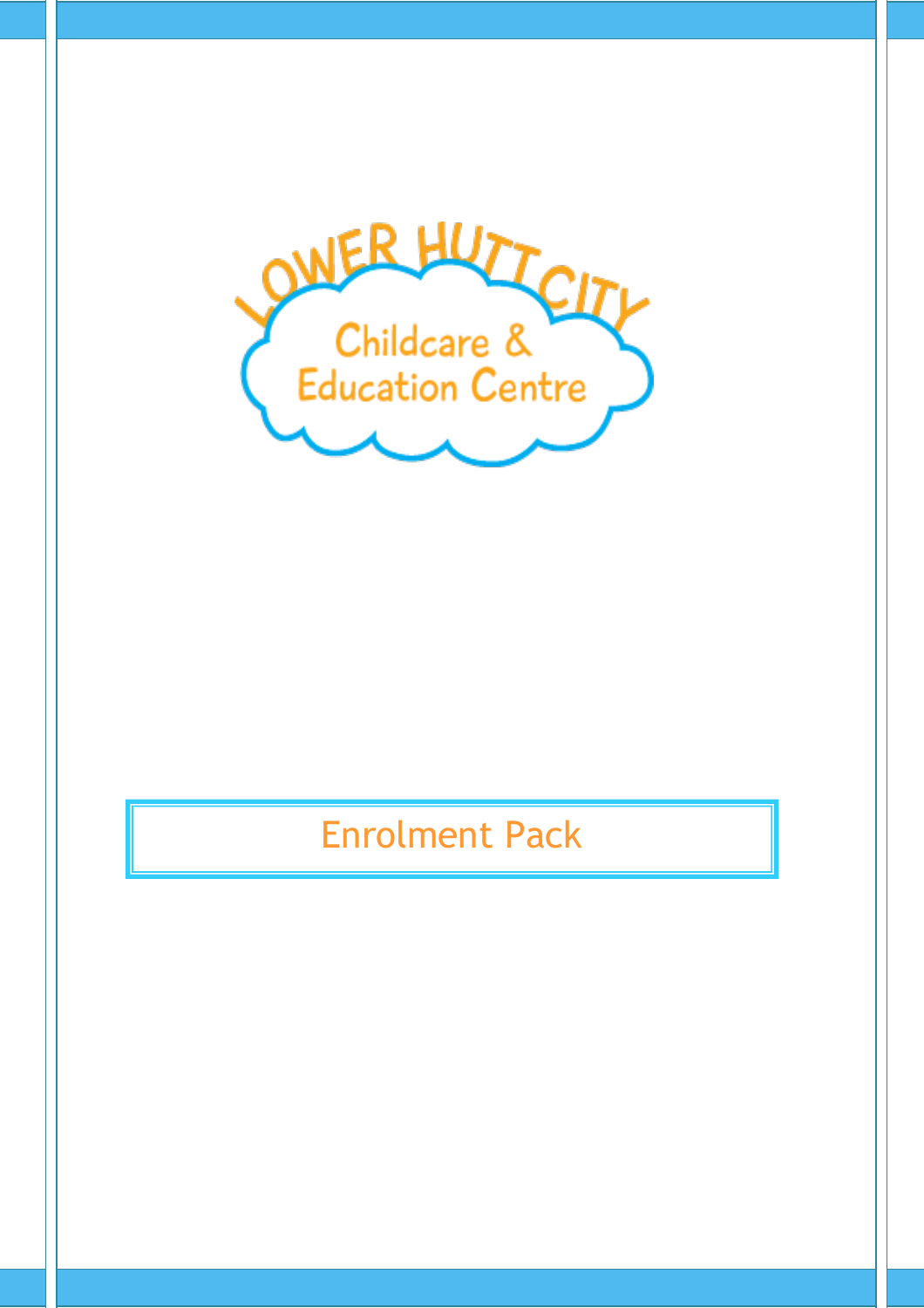# LOWER HUTT CITY Childcare & Education Centre

## Enrolment Pack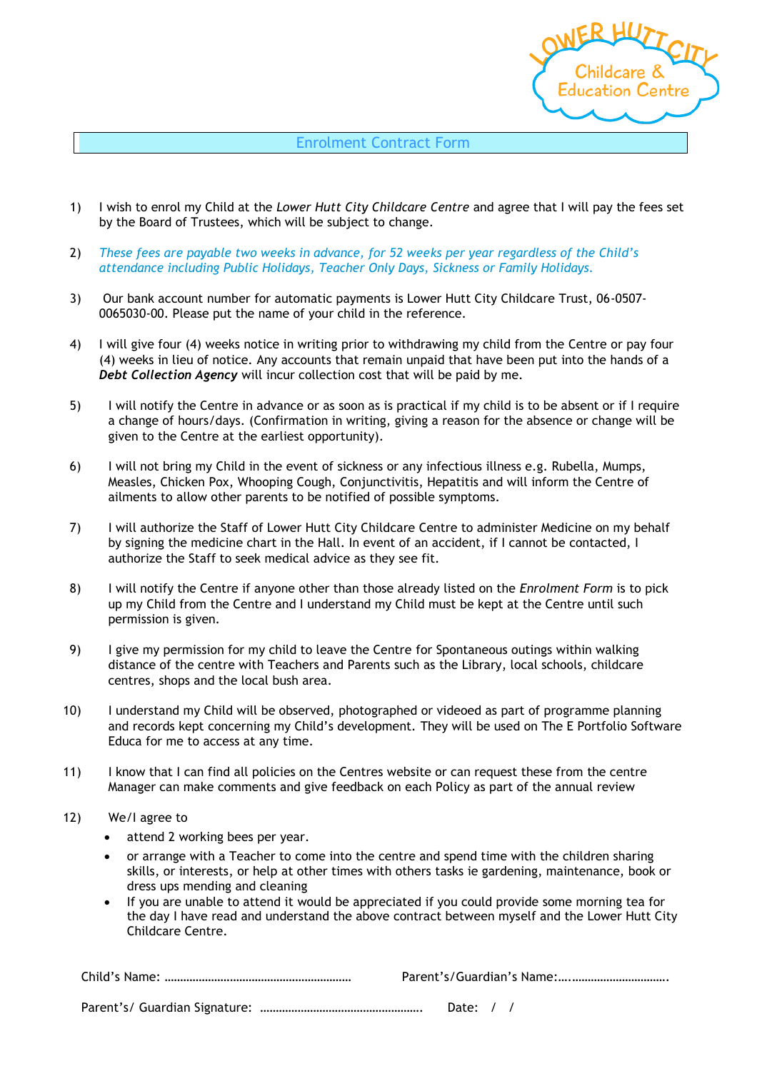# Enrolment Contract Form

1) I wish to enrol my Child at the *Lower Hutt City Childcare Centre* and agree that I will pay the fees set by the Board of Trustees, which will be subject to change.

2) *These fees are payable two weeks in advance, for 52 weeks per year regardless of the Child's attendance including Public Holidays, Teacher Only Days, Sickness or Family Holidays.*

3) Our bank account number for automatic payments is Lower Hutt City Childcare Trust, 06-0507-0065030-00. Please put the name of your child in the reference.

4) I will give four (4) weeks notice in writing prior to withdrawing my child from the Centre or pay four (4) weeks in lieu of notice. Any accounts that remain unpaid that have been put into the hands of a ***Debt Collection Agency*** will incur collection cost that will be paid by me.

5) I will notify the Centre in advance or as soon as is practical if my child is to be absent or if I require a change of hours/days. (Confirmation in writing, giving a reason for the absence or change will be given to the Centre at the earliest opportunity).

6) I will not bring my Child in the event of sickness or any infectious illness e.g. Rubella, Mumps, Measles, Chicken Pox, Whooping Cough, Conjunctivitis, Hepatitis and will inform the Centre of ailments to allow other parents to be notified of possible symptoms.

7) I will authorize the Staff of Lower Hutt City Childcare Centre to administer Medicine on my behalf by signing the medicine chart in the Hall. In event of an accident, if I cannot be contacted, I authorize the Staff to seek medical advice as they see fit.

8) I will notify the Centre if anyone other than those already listed on the *Enrolment Form* is to pick up my Child from the Centre and I understand my Child must be kept at the Centre until such permission is given.

9) I give my permission for my child to leave the Centre for Spontaneous outings within walking distance of the centre with Teachers and Parents such as the Library, local schools, childcare centres, shops and the local bush area.

10) I understand my Child will be observed, photographed or videoed as part of programme planning and records kept concerning my Child's development. They will be used on The E Portfolio Software Educa for me to access at any time.

11) I know that I can find all policies on the Centres website or can request these from the centre Manager can make comments and give feedback on each Policy as part of the annual review

12) We/I agree to
    - attend 2 working bees per year.
    - or arrange with a Teacher to come into the centre and spend time with the children sharing skills, or interests, or help at other times with others tasks ie gardening, maintenance, book or dress ups mending and cleaning
    - If you are unable to attend it would be appreciated if you could provide some morning tea for the day I have read and understand the above contract between myself and the Lower Hutt City Childcare Centre.

Child's Name: ………………………………………………… Parent's/Guardian's Name:…..………………………….

Parent's/ Guardian Signature: …………………………………………… Date: / /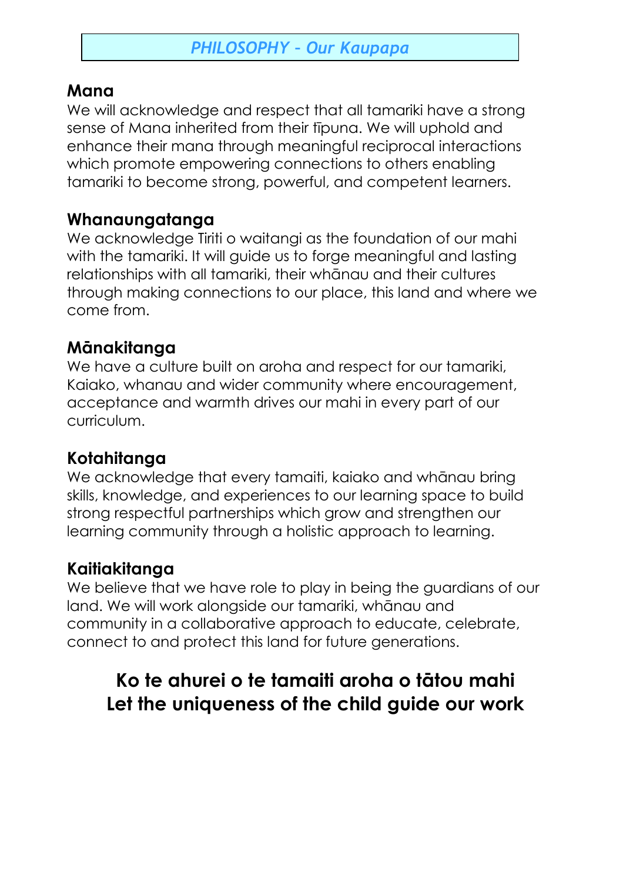# *PHILOSOPHY – Our Kaupapa*

## Mana

We will acknowledge and respect that all tamariki have a strong sense of Mana inherited from their tīpuna. We will uphold and enhance their mana through meaningful reciprocal interactions which promote empowering connections to others enabling tamariki to become strong, powerful, and competent learners.

## Whanaungatanga

We acknowledge Tiriti o waitangi as the foundation of our mahi with the tamariki. It will guide us to forge meaningful and lasting relationships with all tamariki, their whānau and their cultures through making connections to our place, this land and where we come from.

## Mānakitanga

We have a culture built on aroha and respect for our tamariki, Kaiako, whanau and wider community where encouragement, acceptance and warmth drives our mahi in every part of our curriculum.

## Kotahitanga

We acknowledge that every tamaiti, kaiako and whānau bring skills, knowledge, and experiences to our learning space to build strong respectful partnerships which grow and strengthen our learning community through a holistic approach to learning.

## Kaitiakitanga

We believe that we have role to play in being the guardians of our land. We will work alongside our tamariki, whānau and community in a collaborative approach to educate, celebrate, connect to and protect this land for future generations.

**Ko te ahurei o te tamaiti aroha o tātou mahi**
**Let the uniqueness of the child guide our work**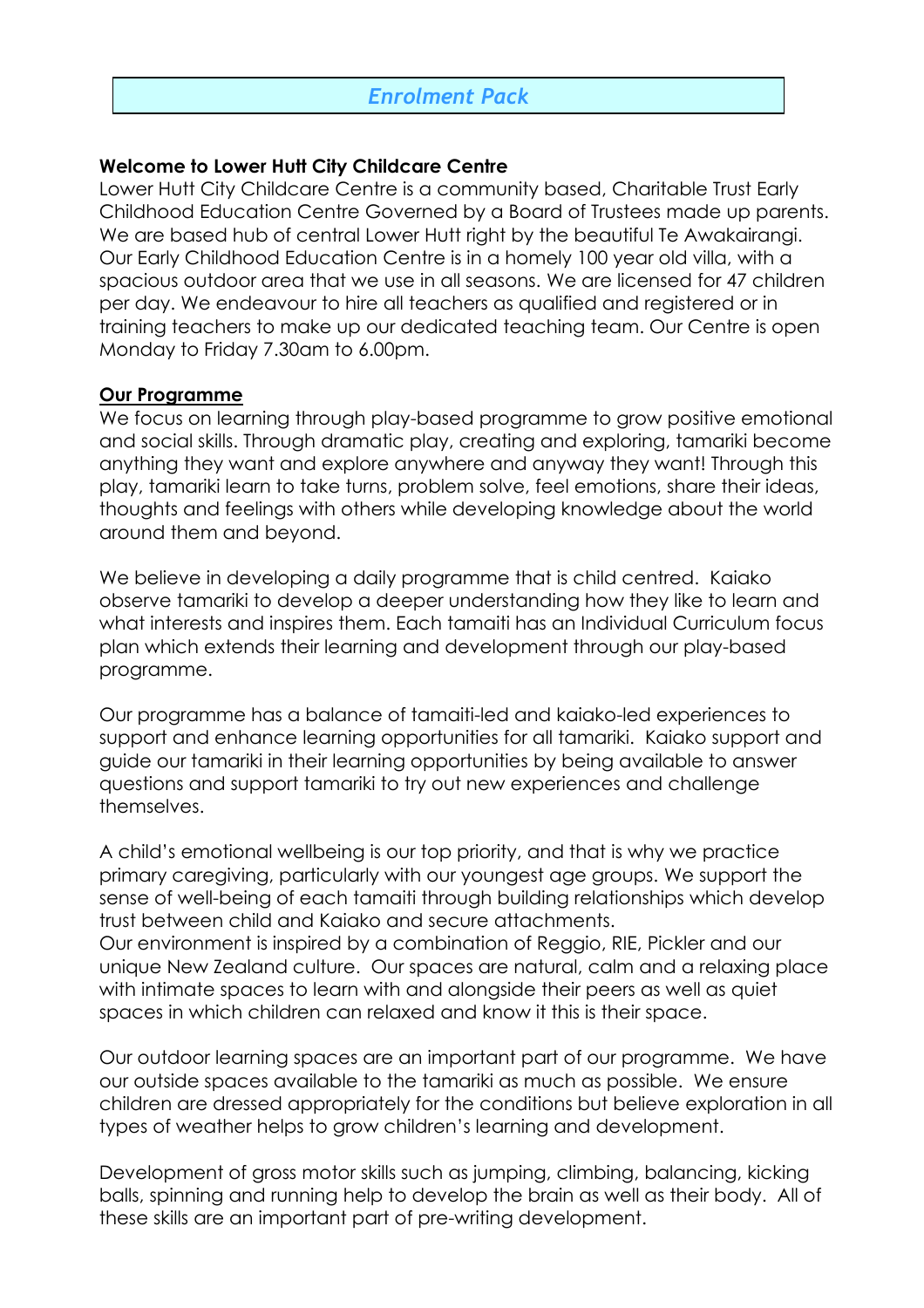# *Enrolment Pack*

**Welcome to Lower Hutt City Childcare Centre**

Lower Hutt City Childcare Centre is a community based, Charitable Trust Early Childhood Education Centre Governed by a Board of Trustees made up parents. We are based hub of central Lower Hutt right by the beautiful Te Awakairangi. Our Early Childhood Education Centre is in a homely 100 year old villa, with a spacious outdoor area that we use in all seasons. We are licensed for 47 children per day. We endeavour to hire all teachers as qualified and registered or in training teachers to make up our dedicated teaching team. Our Centre is open Monday to Friday 7.30am to 6.00pm.

## Our Programme

We focus on learning through play-based programme to grow positive emotional and social skills. Through dramatic play, creating and exploring, tamariki become anything they want and explore anywhere and anyway they want! Through this play, tamariki learn to take turns, problem solve, feel emotions, share their ideas, thoughts and feelings with others while developing knowledge about the world around them and beyond.

We believe in developing a daily programme that is child centred. Kaiako observe tamariki to develop a deeper understanding how they like to learn and what interests and inspires them. Each tamaiti has an Individual Curriculum focus plan which extends their learning and development through our play-based programme.

Our programme has a balance of tamaiti-led and kaiako-led experiences to support and enhance learning opportunities for all tamariki. Kaiako support and guide our tamariki in their learning opportunities by being available to answer questions and support tamariki to try out new experiences and challenge themselves.

A child's emotional wellbeing is our top priority, and that is why we practice primary caregiving, particularly with our youngest age groups. We support the sense of well-being of each tamaiti through building relationships which develop trust between child and Kaiako and secure attachments.
Our environment is inspired by a combination of Reggio, RIE, Pickler and our unique New Zealand culture. Our spaces are natural, calm and a relaxing place with intimate spaces to learn with and alongside their peers as well as quiet spaces in which children can relaxed and know it this is their space.

Our outdoor learning spaces are an important part of our programme. We have our outside spaces available to the tamariki as much as possible. We ensure children are dressed appropriately for the conditions but believe exploration in all types of weather helps to grow children's learning and development.

Development of gross motor skills such as jumping, climbing, balancing, kicking balls, spinning and running help to develop the brain as well as their body. All of these skills are an important part of pre-writing development.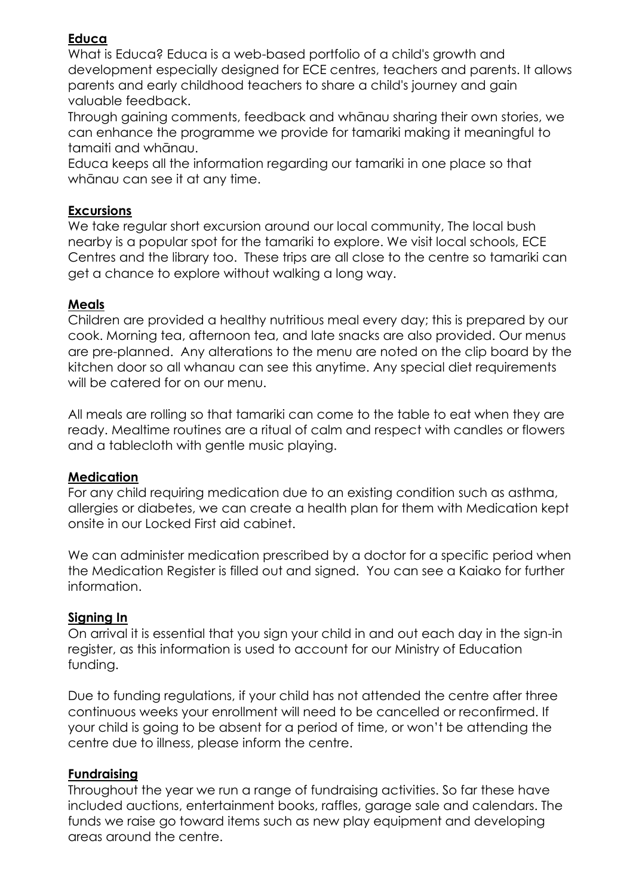**Educa**

What is Educa? Educa is a web-based portfolio of a child's growth and development especially designed for ECE centres, teachers and parents. It allows parents and early childhood teachers to share a child's journey and gain valuable feedback.

Through gaining comments, feedback and whānau sharing their own stories, we can enhance the programme we provide for tamariki making it meaningful to tamaiti and whānau.

Educa keeps all the information regarding our tamariki in one place so that whānau can see it at any time.

**Excursions**

We take regular short excursion around our local community, The local bush nearby is a popular spot for the tamariki to explore. We visit local schools, ECE Centres and the library too. These trips are all close to the centre so tamariki can get a chance to explore without walking a long way.

**Meals**

Children are provided a healthy nutritious meal every day; this is prepared by our cook. Morning tea, afternoon tea, and late snacks are also provided. Our menus are pre-planned. Any alterations to the menu are noted on the clip board by the kitchen door so all whanau can see this anytime. Any special diet requirements will be catered for on our menu.

All meals are rolling so that tamariki can come to the table to eat when they are ready. Mealtime routines are a ritual of calm and respect with candles or flowers and a tablecloth with gentle music playing.

**Medication**

For any child requiring medication due to an existing condition such as asthma, allergies or diabetes, we can create a health plan for them with Medication kept onsite in our Locked First aid cabinet.

We can administer medication prescribed by a doctor for a specific period when the Medication Register is filled out and signed. You can see a Kaiako for further information.

**Signing In**

On arrival it is essential that you sign your child in and out each day in the sign-in register, as this information is used to account for our Ministry of Education funding.

Due to funding regulations, if your child has not attended the centre after three continuous weeks your enrollment will need to be cancelled or reconfirmed. If your child is going to be absent for a period of time, or won't be attending the centre due to illness, please inform the centre.

**Fundraising**

Throughout the year we run a range of fundraising activities. So far these have included auctions, entertainment books, raffles, garage sale and calendars. The funds we raise go toward items such as new play equipment and developing areas around the centre.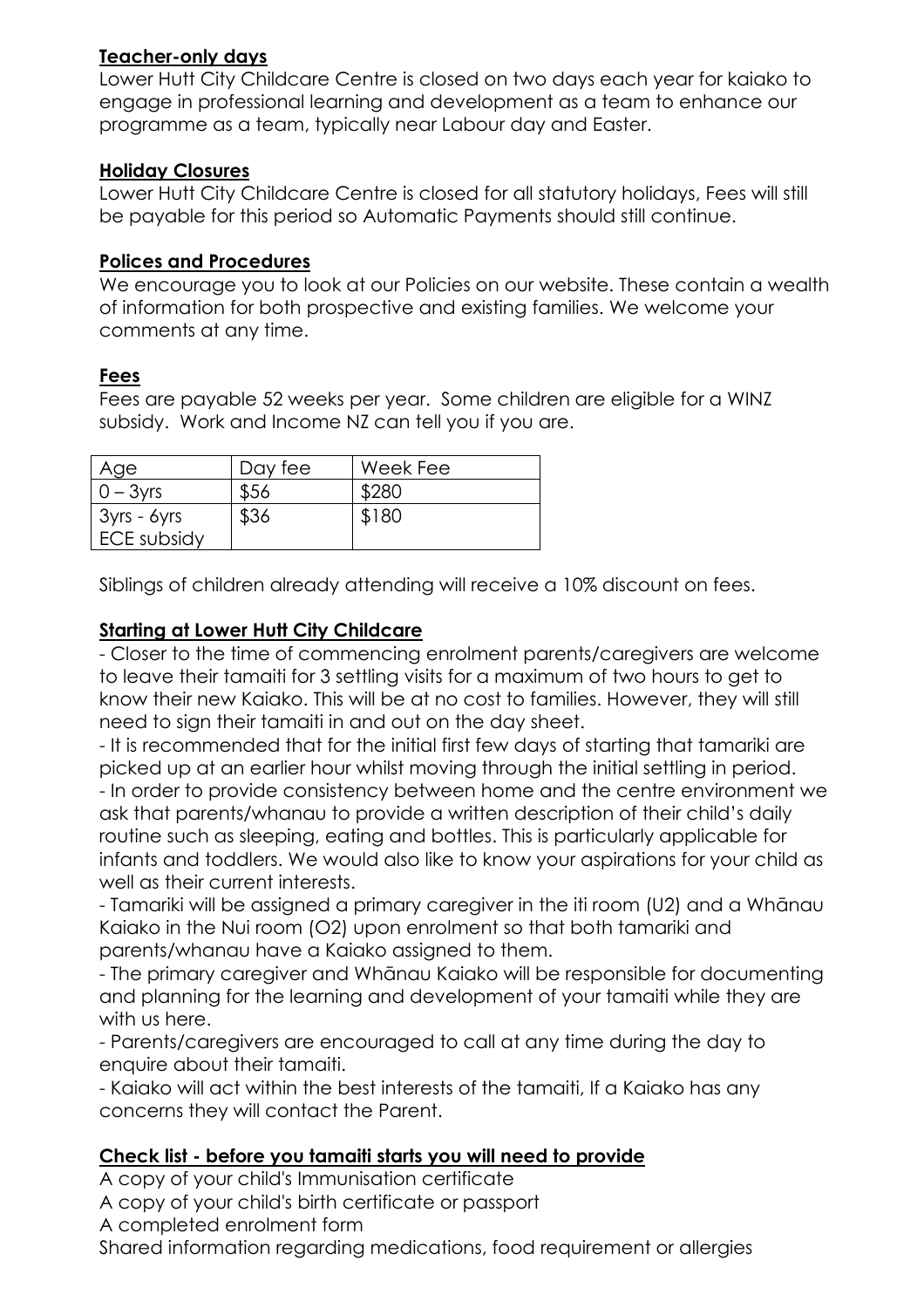## **Teacher-only days**

Lower Hutt City Childcare Centre is closed on two days each year for kaiako to engage in professional learning and development as a team to enhance our programme as a team, typically near Labour day and Easter.

## **Holiday Closures**

Lower Hutt City Childcare Centre is closed for all statutory holidays, Fees will still be payable for this period so Automatic Payments should still continue.

## **Polices and Procedures**

We encourage you to look at our Policies on our website. These contain a wealth of information for both prospective and existing families. We welcome your comments at any time.

## **Fees**

Fees are payable 52 weeks per year. Some children are eligible for a WINZ subsidy. Work and Income NZ can tell you if you are.

| Age | Day fee | Week Fee |
|---|---|---|
| 0 – 3yrs | $56 | $280 |
| 3yrs - 6yrs ECE subsidy | $36 | $180 |

Siblings of children already attending will receive a 10% discount on fees.

## **Starting at Lower Hutt City Childcare**

- Closer to the time of commencing enrolment parents/caregivers are welcome to leave their tamaiti for 3 settling visits for a maximum of two hours to get to know their new Kaiako. This will be at no cost to families. However, they will still need to sign their tamaiti in and out on the day sheet.
- It is recommended that for the initial first few days of starting that tamariki are picked up at an earlier hour whilst moving through the initial settling in period.
- In order to provide consistency between home and the centre environment we ask that parents/whanau to provide a written description of their child's daily routine such as sleeping, eating and bottles. This is particularly applicable for infants and toddlers. We would also like to know your aspirations for your child as well as their current interests.
- Tamariki will be assigned a primary caregiver in the iti room (U2) and a Whānau Kaiako in the Nui room (O2) upon enrolment so that both tamariki and parents/whanau have a Kaiako assigned to them.
- The primary caregiver and Whānau Kaiako will be responsible for documenting and planning for the learning and development of your tamaiti while they are with us here.
- Parents/caregivers are encouraged to call at any time during the day to enquire about their tamaiti.
- Kaiako will act within the best interests of the tamaiti, If a Kaiako has any concerns they will contact the Parent.

## **Check list - before you tamaiti starts you will need to provide**

A copy of your child's Immunisation certificate
A copy of your child's birth certificate or passport
A completed enrolment form
Shared information regarding medications, food requirement or allergies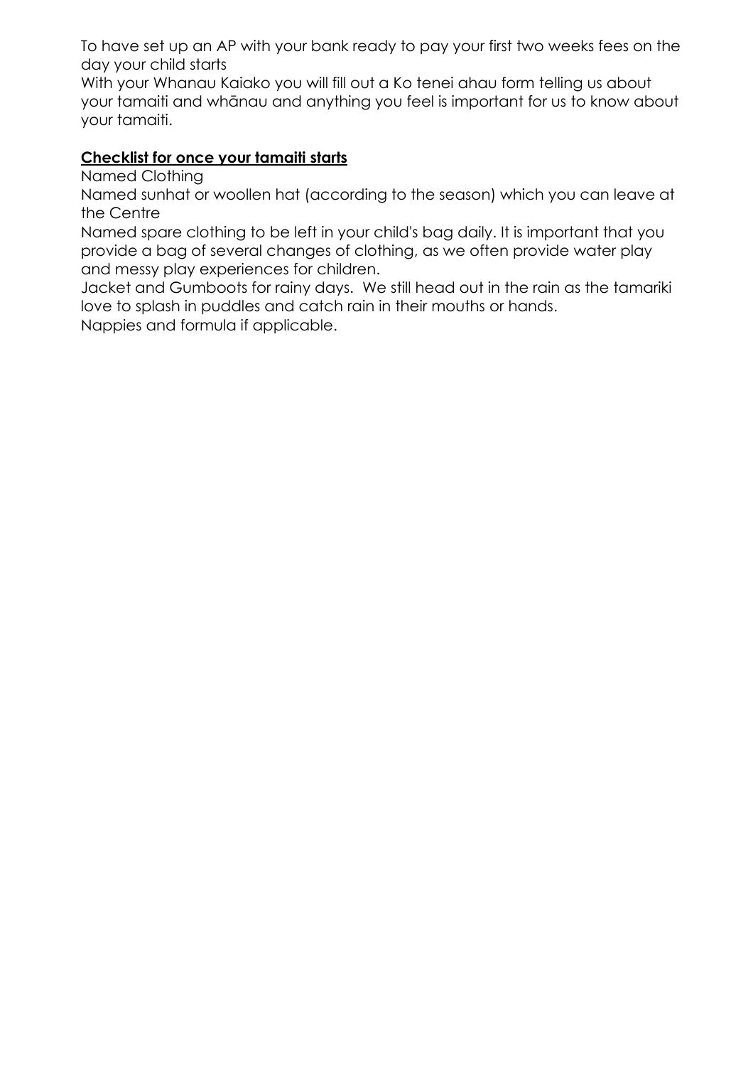To have set up an AP with your bank ready to pay your first two weeks fees on the day your child starts

With your Whanau Kaiako you will fill out a Ko tenei ahau form telling us about your tamaiti and whānau and anything you feel is important for us to know about your tamaiti.

**Checklist for once your tamaiti starts**

Named Clothing

Named sunhat or woollen hat (according to the season) which you can leave at the Centre

Named spare clothing to be left in your child's bag daily. It is important that you provide a bag of several changes of clothing, as we often provide water play and messy play experiences for children.

Jacket and Gumboots for rainy days. We still head out in the rain as the tamariki love to splash in puddles and catch rain in their mouths or hands.

Nappies and formula if applicable.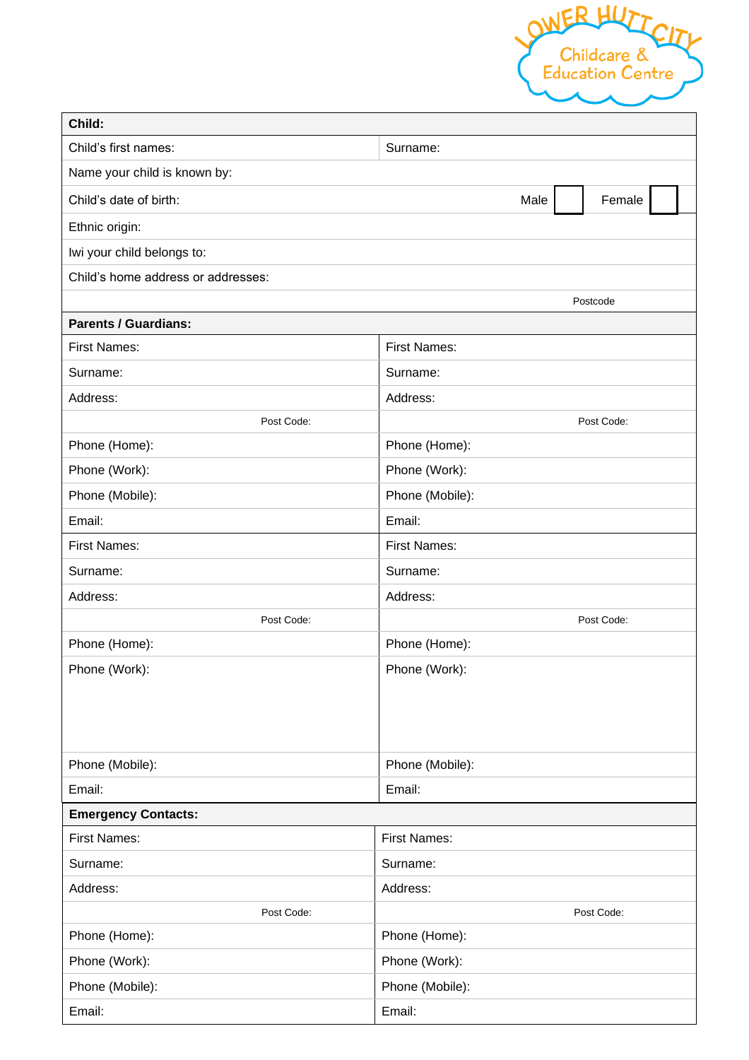Lower Hutt City Childcare & Education Centre

| **Child:** | |
|---|---|
| Child's first names: | Surname: |
| Name your child is known by: | |
| Child's date of birth: | Male ☐ Female ☐ |
| Ethnic origin: | |
| Iwi your child belongs to: | |
| Child's home address or addresses: | |
| | Postcode |

| **Parents / Guardians:** | |
|---|---|
| First Names: | First Names: |
| Surname: | Surname: |
| Address: | Address: |
| Post Code: | Post Code: |
| Phone (Home): | Phone (Home): |
| Phone (Work): | Phone (Work): |
| Phone (Mobile): | Phone (Mobile): |
| Email: | Email: |
| First Names: | First Names: |
| Surname: | Surname: |
| Address: | Address: |
| Post Code: | Post Code: |
| Phone (Home): | Phone (Home): |
| Phone (Work): | Phone (Work): |
| Phone (Mobile): | Phone (Mobile): |
| Email: | Email: |

| **Emergency Contacts:** | |
|---|---|
| First Names: | First Names: |
| Surname: | Surname: |
| Address: | Address: |
| Post Code: | Post Code: |
| Phone (Home): | Phone (Home): |
| Phone (Work): | Phone (Work): |
| Phone (Mobile): | Phone (Mobile): |
| Email: | Email: |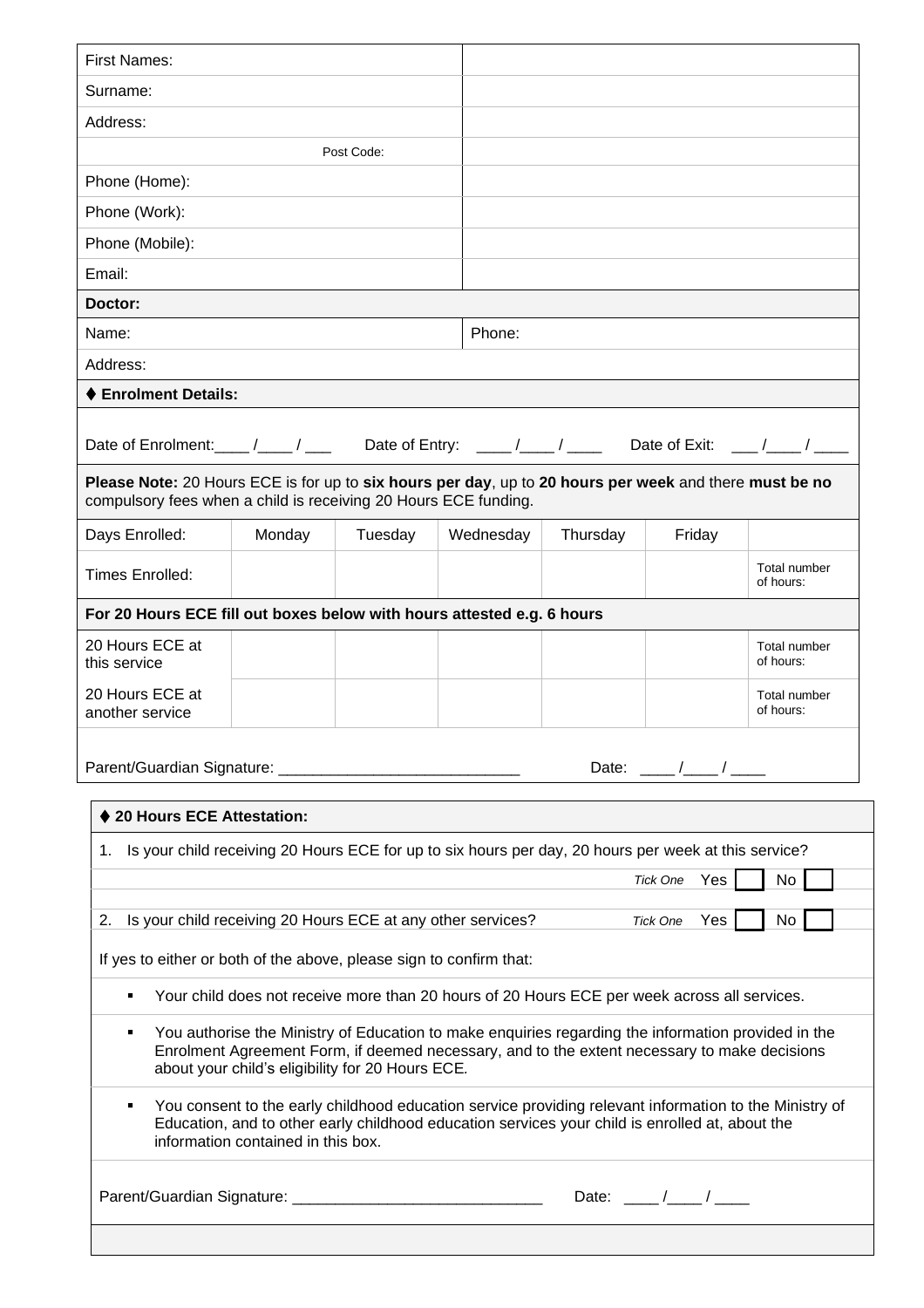| First Names: | |
|---|---|
| Surname: | |
| Address: | |
| Post Code: | |
| Phone (Home): | |
| Phone (Work): | |
| Phone (Mobile): | |
| Email: | |

**Doctor:**

| Name: | Phone: |
|---|---|
| Address: | |

**♦ Enrolment Details:**

Date of Enrolment:____ /____ / ___   Date of Entry: ____ /____ / ____   Date of Exit: ___ /____ / ____

**Please Note:** 20 Hours ECE is for up to **six hours per day**, up to **20 hours per week** and there **must be no** compulsory fees when a child is receiving 20 Hours ECE funding.

| Days Enrolled: | Monday | Tuesday | Wednesday | Thursday | Friday | |
|---|---|---|---|---|---|---|
| Times Enrolled: | | | | | | Total number of hours: |

**For 20 Hours ECE fill out boxes below with hours attested e.g. 6 hours**

| | | | | | | |
|---|---|---|---|---|---|---|
| 20 Hours ECE at this service | | | | | | Total number of hours: |
| 20 Hours ECE at another service | | | | | | Total number of hours: |

Parent/Guardian Signature: ___________________________   Date: ____ /____ / ____

**♦ 20 Hours ECE Attestation:**

1. Is your child receiving 20 Hours ECE for up to six hours per day, 20 hours per week at this service?

   *Tick One* Yes ☐ No ☐

2. Is your child receiving 20 Hours ECE at any other services? *Tick One* Yes ☐ No ☐

If yes to either or both of the above, please sign to confirm that:

- Your child does not receive more than 20 hours of 20 Hours ECE per week across all services.
- You authorise the Ministry of Education to make enquiries regarding the information provided in the Enrolment Agreement Form, if deemed necessary, and to the extent necessary to make decisions about your child's eligibility for 20 Hours ECE.
- You consent to the early childhood education service providing relevant information to the Ministry of Education, and to other early childhood education services your child is enrolled at, about the information contained in this box.

Parent/Guardian Signature: _____________________________   Date: ____ /____ / ____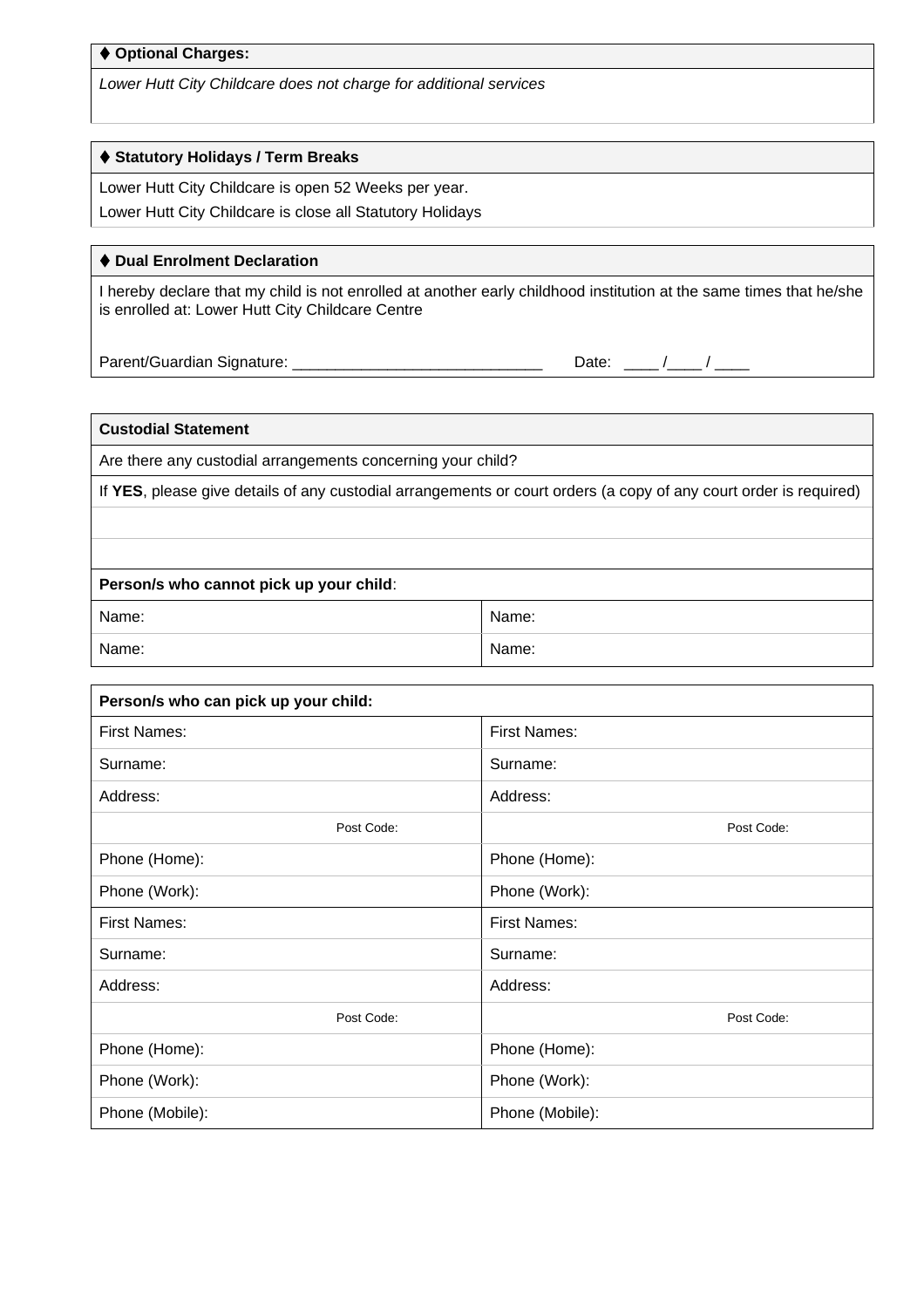| ♦ **Optional Charges:** |
| --- |
| *Lower Hutt City Childcare does not charge for additional services* |

| ♦ **Statutory Holidays / Term Breaks** |
| --- |
| Lower Hutt City Childcare is open 52 Weeks per year. |
| Lower Hutt City Childcare is close all Statutory Holidays |

| ♦ **Dual Enrolment Declaration** |
| --- |
| I hereby declare that my child is not enrolled at another early childhood institution at the same times that he/she is enrolled at: Lower Hutt City Childcare Centre<br><br>Parent/Guardian Signature: _____________________________ Date: ____ /____ / ____ |

| **Custodial Statement** | |
| --- | --- |
| Are there any custodial arrangements concerning your child? | |
| If **YES**, please give details of any custodial arrangements or court orders (a copy of any court order is required) | |
| | |
| | |
| **Person/s who cannot pick up your child**: | |
| Name: | Name: |
| Name: | Name: |

| **Person/s who can pick up your child:** | |
| --- | --- |
| First Names: | First Names: |
| Surname: | Surname: |
| Address: | Address: |
| Post Code: | Post Code: |
| Phone (Home): | Phone (Home): |
| Phone (Work): | Phone (Work): |
| First Names: | First Names: |
| Surname: | Surname: |
| Address: | Address: |
| Post Code: | Post Code: |
| Phone (Home): | Phone (Home): |
| Phone (Work): | Phone (Work): |
| Phone (Mobile): | Phone (Mobile): |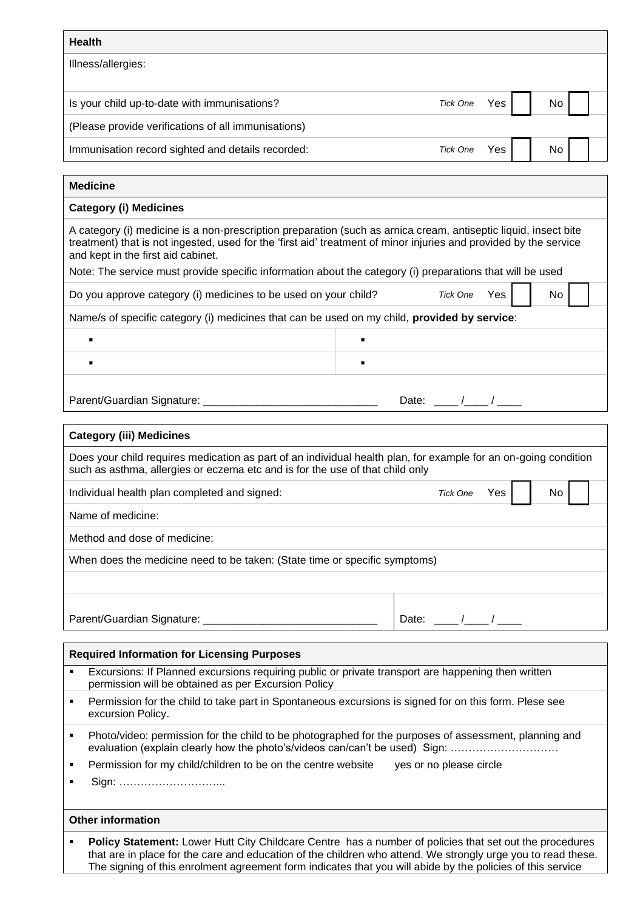| **Health** | | | |
|---|---|---|---|
| Illness/allergies: | | | |
| Is your child up-to-date with immunisations? | *Tick One* | Yes ☐ | No ☐ |
| (Please provide verifications of all immunisations) | | | |
| Immunisation record sighted and details recorded: | *Tick One* | Yes ☐ | No ☐ |

| **Medicine** | | | |
|---|---|---|---|
| **Category (i) Medicines** | | | |
| A category (i) medicine is a non-prescription preparation (such as arnica cream, antiseptic liquid, insect bite treatment) that is not ingested, used for the 'first aid' treatment of minor injuries and provided by the service and kept in the first aid cabinet.<br>Note: The service must provide specific information about the category (i) preparations that will be used | | | |
| Do you approve category (i) medicines to be used on your child? | *Tick One* | Yes ☐ | No ☐ |
| Name/s of specific category (i) medicines that can be used on my child, **provided by service**: | | | |
| ▪ | ▪ | | |
| ▪ | ▪ | | |
| Parent/Guardian Signature: _____________________________ | Date: ____ /____ / ____ | | |

| **Category (iii) Medicines** | | | |
|---|---|---|---|
| Does your child requires medication as part of an individual health plan, for example for an on-going condition such as asthma, allergies or eczema etc and is for the use of that child only | | | |
| Individual health plan completed and signed: | *Tick One* | Yes ☐ | No ☐ |
| Name of medicine: | | | |
| Method and dose of medicine: | | | |
| When does the medicine need to be taken: (State time or specific symptoms) | | | |
| | | | |
| Parent/Guardian Signature: _____________________________ | Date: ____ /____ / ____ | | |

**Required Information for Licensing Purposes**

- Excursions: If Planned excursions requiring public or private transport are happening then written permission will be obtained as per Excursion Policy
- Permission for the child to take part in Spontaneous excursions is signed for on this form. Plese see excursion Policy.
- Photo/video: permission for the child to be photographed for the purposes of assessment, planning and evaluation (explain clearly how the photo's/videos can/can't be used) Sign: …………………………
- Permission for my child/children to be on the centre website yes or no please circle
- Sign: ………………………...

**Other information**

- **Policy Statement:** Lower Hutt City Childcare Centre has a number of policies that set out the procedures that are in place for the care and education of the children who attend. We strongly urge you to read these. The signing of this enrolment agreement form indicates that you will abide by the policies of this service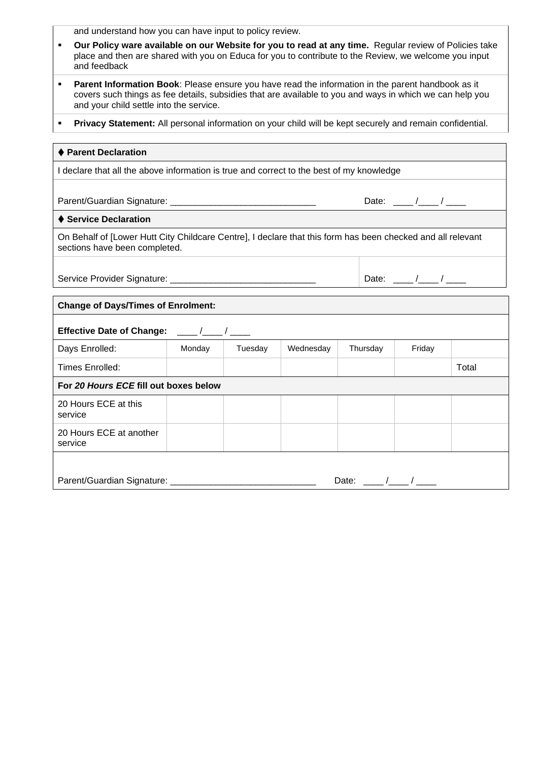and understand how you can have input to policy review.

- **Our Policy ware available on our Website for you to read at any time.** Regular review of Policies take place and then are shared with you on Educa for you to contribute to the Review, we welcome you input and feedback
- **Parent Information Book**: Please ensure you have read the information in the parent handbook as it covers such things as fee details, subsidies that are available to you and ways in which we can help you and your child settle into the service.
- **Privacy Statement:** All personal information on your child will be kept securely and remain confidential.

| ♦ **Parent Declaration** | |
|---|---|
| I declare that all the above information is true and correct to the best of my knowledge | |
| Parent/Guardian Signature: _____________________________ | Date: ____ /____ / ____ |
| ♦ **Service Declaration** | |
| On Behalf of [Lower Hutt City Childcare Centre], I declare that this form has been checked and all relevant sections have been completed. | |
| Service Provider Signature: _____________________________ | Date: ____ /____ / ____ |

| **Change of Days/Times of Enrolment:** | | | | | | |
|---|---|---|---|---|---|---|
| **Effective Date of Change:** ____ /____ / ____ | | | | | | |
| Days Enrolled: | Monday | Tuesday | Wednesday | Thursday | Friday | |
| Times Enrolled: | | | | | | Total |
| **For *20 Hours ECE* fill out boxes below** | | | | | | |
| 20 Hours ECE at this service | | | | | | |
| 20 Hours ECE at another service | | | | | | |
| Parent/Guardian Signature: _____________________________ Date: ____ /____ / ____ | | | | | | |